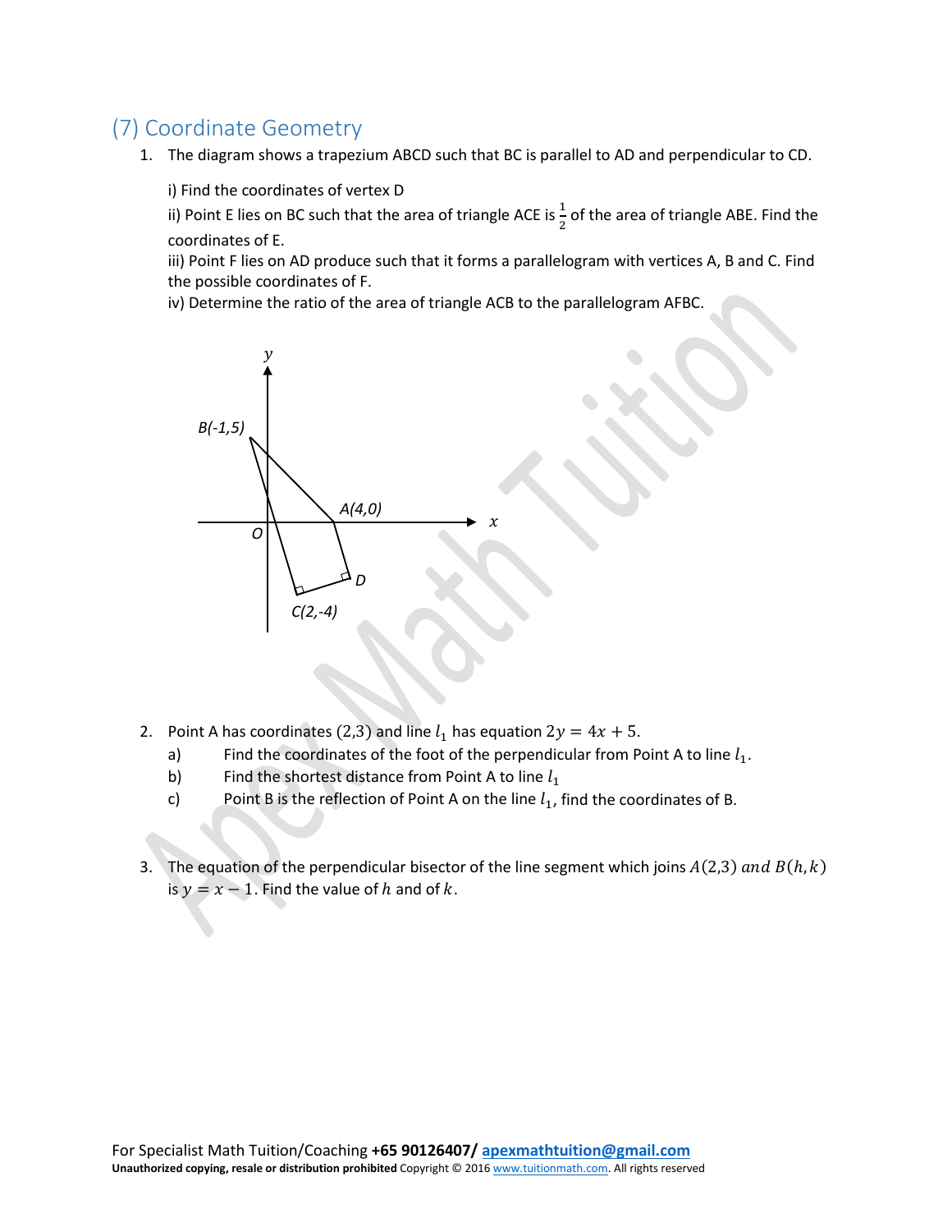## (7) Coordinate Geometry

1. The diagram shows a trapezium ABCD such that BC is parallel to AD and perpendicular to CD.

   i) Find the coordinates of vertex D

   ii) Point E lies on BC such that the area of triangle ACE is $\frac{1}{2}$ of the area of triangle ABE. Find the coordinates of E.

   iii) Point F lies on AD produce such that it forms a parallelogram with vertices A, B and C. Find the possible coordinates of F.

   iv) Determine the ratio of the area of triangle ACB to the parallelogram AFBC.

2. Point A has coordinates $(2,3)$ and line $l_1$ has equation $2y = 4x + 5$.

   a) Find the coordinates of the foot of the perpendicular from Point A to line $l_1$.

   b) Find the shortest distance from Point A to line $l_1$

   c) Point B is the reflection of Point A on the line $l_1$, find the coordinates of B.

3. The equation of the perpendicular bisector of the line segment which joins $A(2,3)$ $and$ $B(h,k)$ is $y = x - 1$. Find the value of $h$ and of $k$.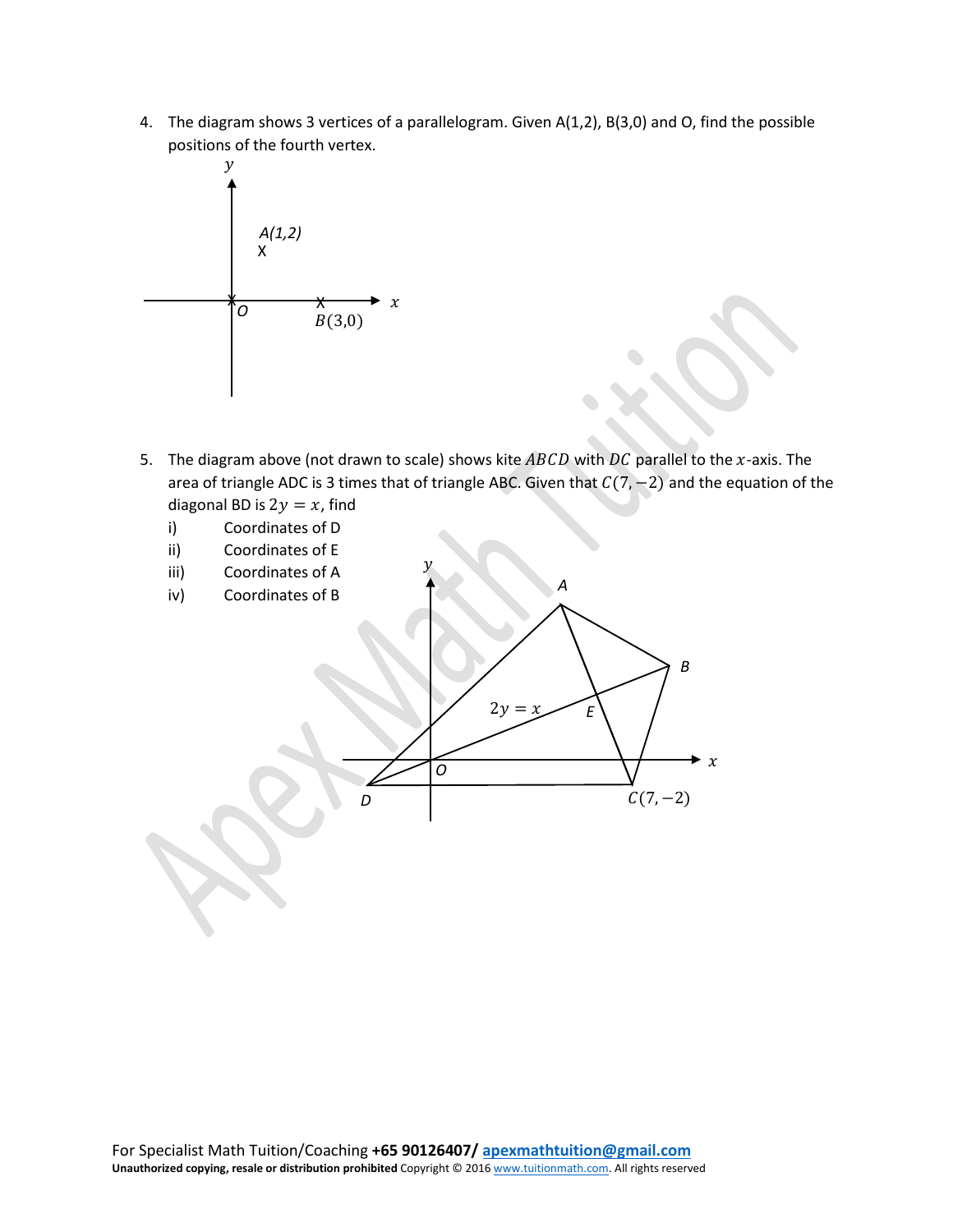4. The diagram shows 3 vertices of a parallelogram. Given A(1,2), B(3,0) and O, find the possible positions of the fourth vertex.

5. The diagram above (not drawn to scale) shows kite $ABCD$ with $DC$ parallel to the $x$-axis. The area of triangle ADC is 3 times that of triangle ABC. Given that $C(7,-2)$ and the equation of the diagonal BD is $2y = x$, find
   - i) Coordinates of D
   - ii) Coordinates of E
   - iii) Coordinates of A
   - iv) Coordinates of B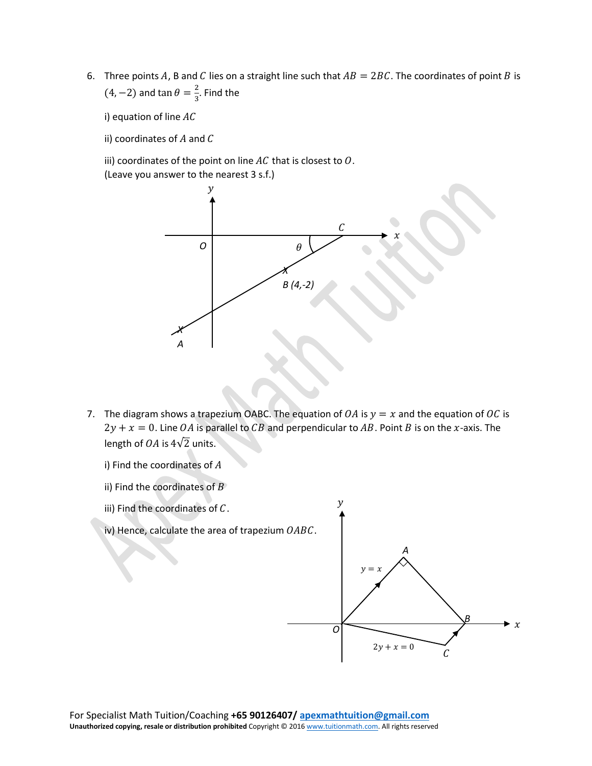6. Three points $A$, B and $C$ lies on a straight line such that $AB = 2BC$. The coordinates of point $B$ is $(4, -2)$ and $\tan\theta = \frac{2}{3}$. Find the

   i) equation of line $AC$

   ii) coordinates of $A$ and $C$

   iii) coordinates of the point on line $AC$ that is closest to $O$.
   (Leave you answer to the nearest 3 s.f.)

7. The diagram shows a trapezium OABC. The equation of $OA$ is $y = x$ and the equation of $OC$ is $2y + x = 0$. Line $OA$ is parallel to $CB$ and perpendicular to $AB$. Point $B$ is on the $x$-axis. The length of $OA$ is $4\sqrt{2}$ units.

   i) Find the coordinates of $A$

   ii) Find the coordinates of $B$

   iii) Find the coordinates of $C$.

   iv) Hence, calculate the area of trapezium $OABC$.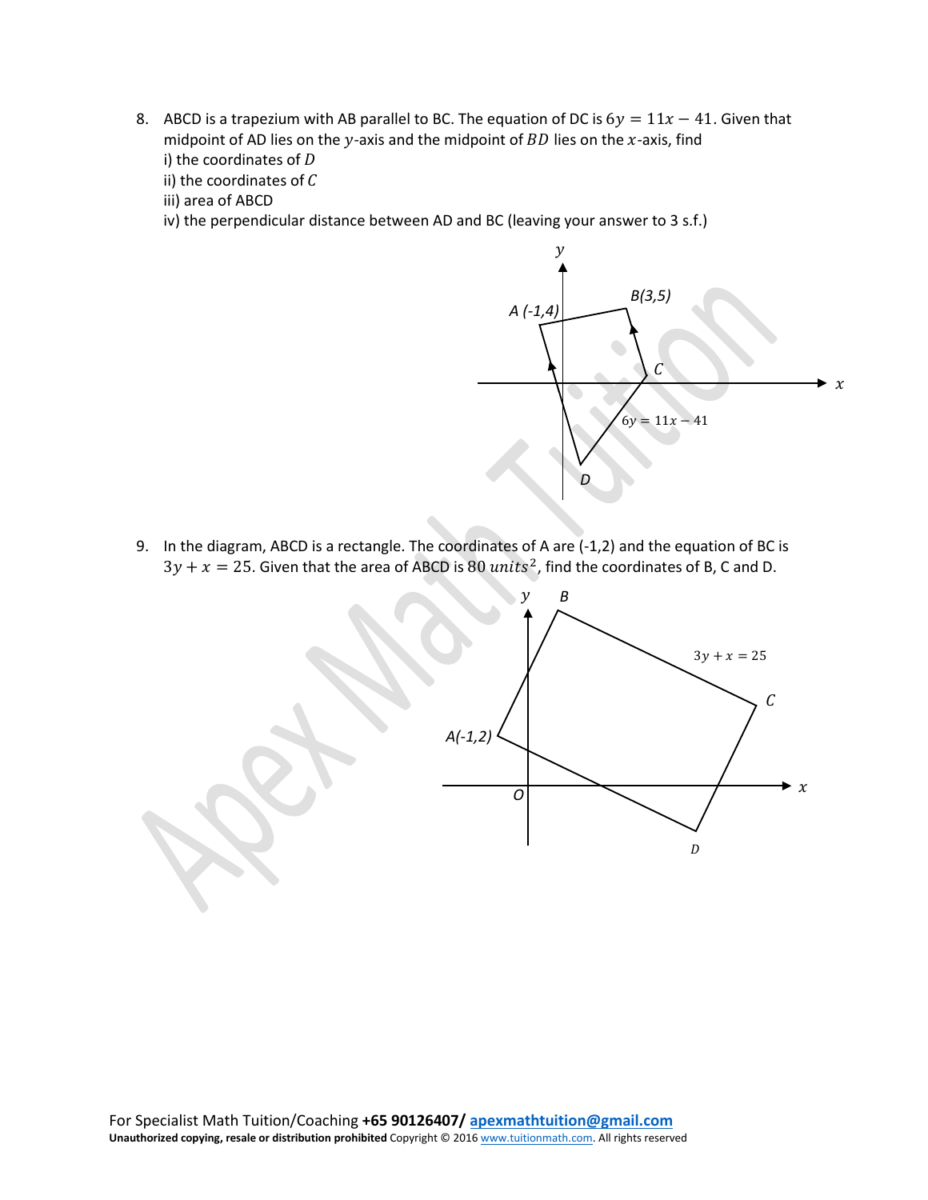8. ABCD is a trapezium with AB parallel to BC. The equation of DC is $6y = 11x - 41$. Given that midpoint of AD lies on the $y$-axis and the midpoint of $BD$ lies on the $x$-axis, find
   i) the coordinates of $D$
   ii) the coordinates of $C$
   iii) area of ABCD
   iv) the perpendicular distance between AD and BC (leaving your answer to 3 s.f.)

9. In the diagram, ABCD is a rectangle. The coordinates of A are (-1,2) and the equation of BC is $3y + x = 25$. Given that the area of ABCD is $80\ units^2$, find the coordinates of B, C and D.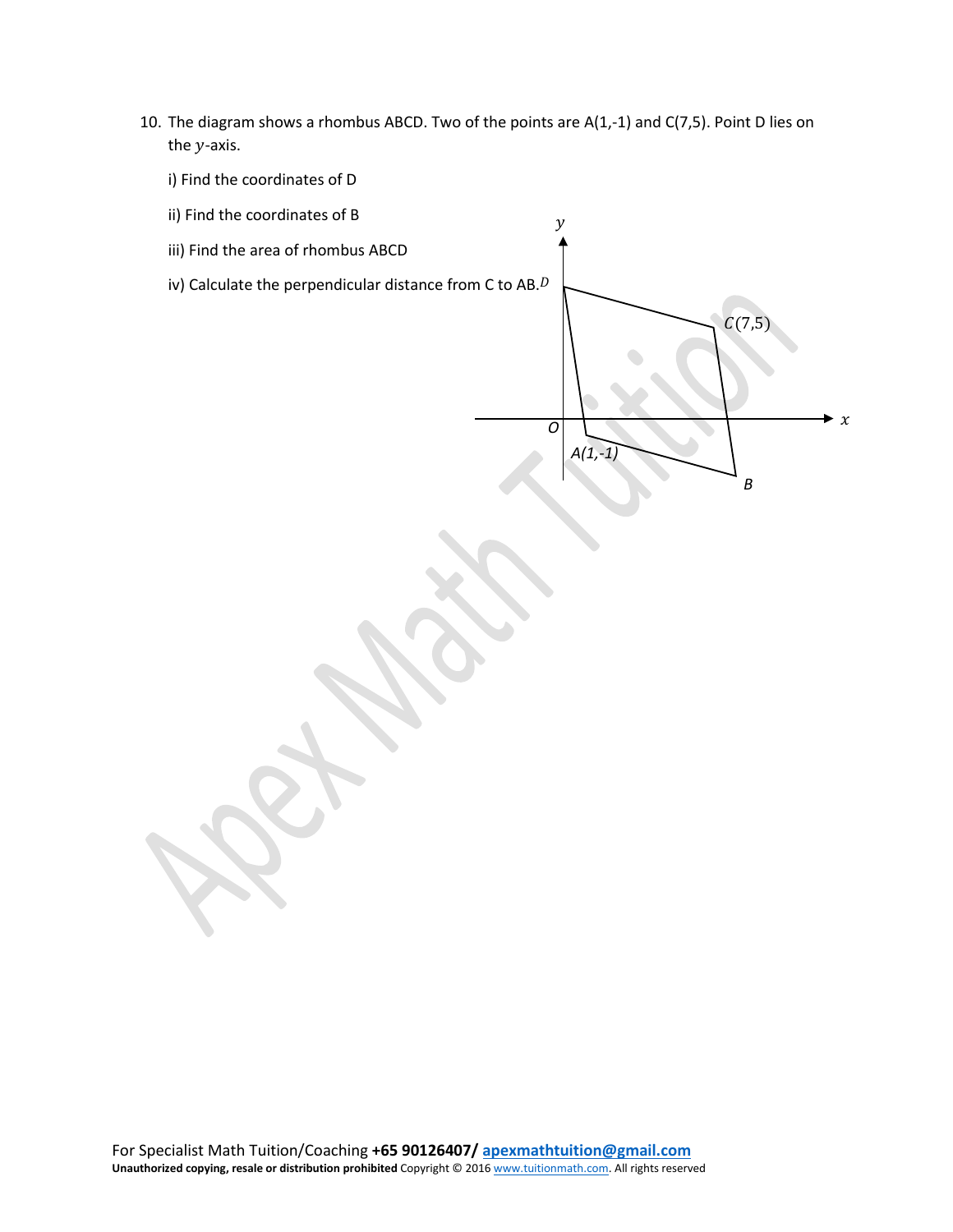10. The diagram shows a rhombus ABCD. Two of the points are A(1,-1) and C(7,5). Point D lies on the $y$-axis.

    i) Find the coordinates of D

    ii) Find the coordinates of B

    iii) Find the area of rhombus ABCD

    iv) Calculate the perpendicular distance from C to AB.

$y$

$D$

$C(7,5)$

$O$

$x$

$A(1,-1)$

$B$